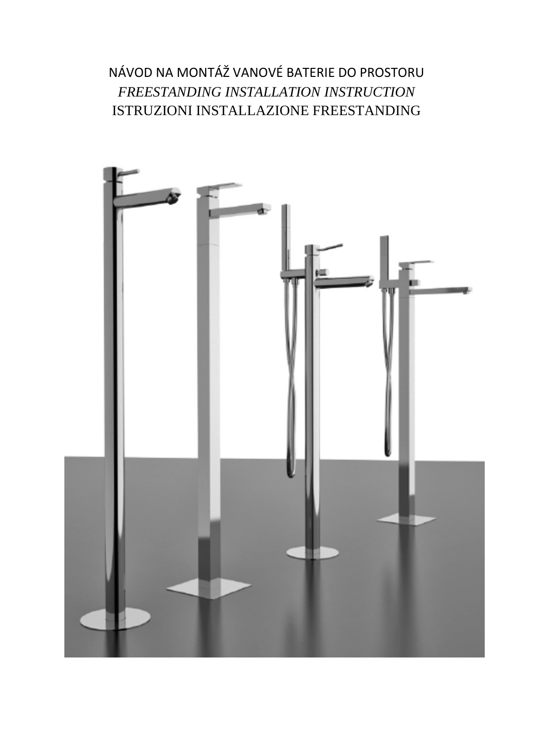# NÁVOD NA MONTÁŽ VANOVÉ BATERIE DO PROSTORU

*FREESTANDING INSTALLATION INSTRUCTION*

ISTRUZIONI INSTALLAZIONE FREESTANDING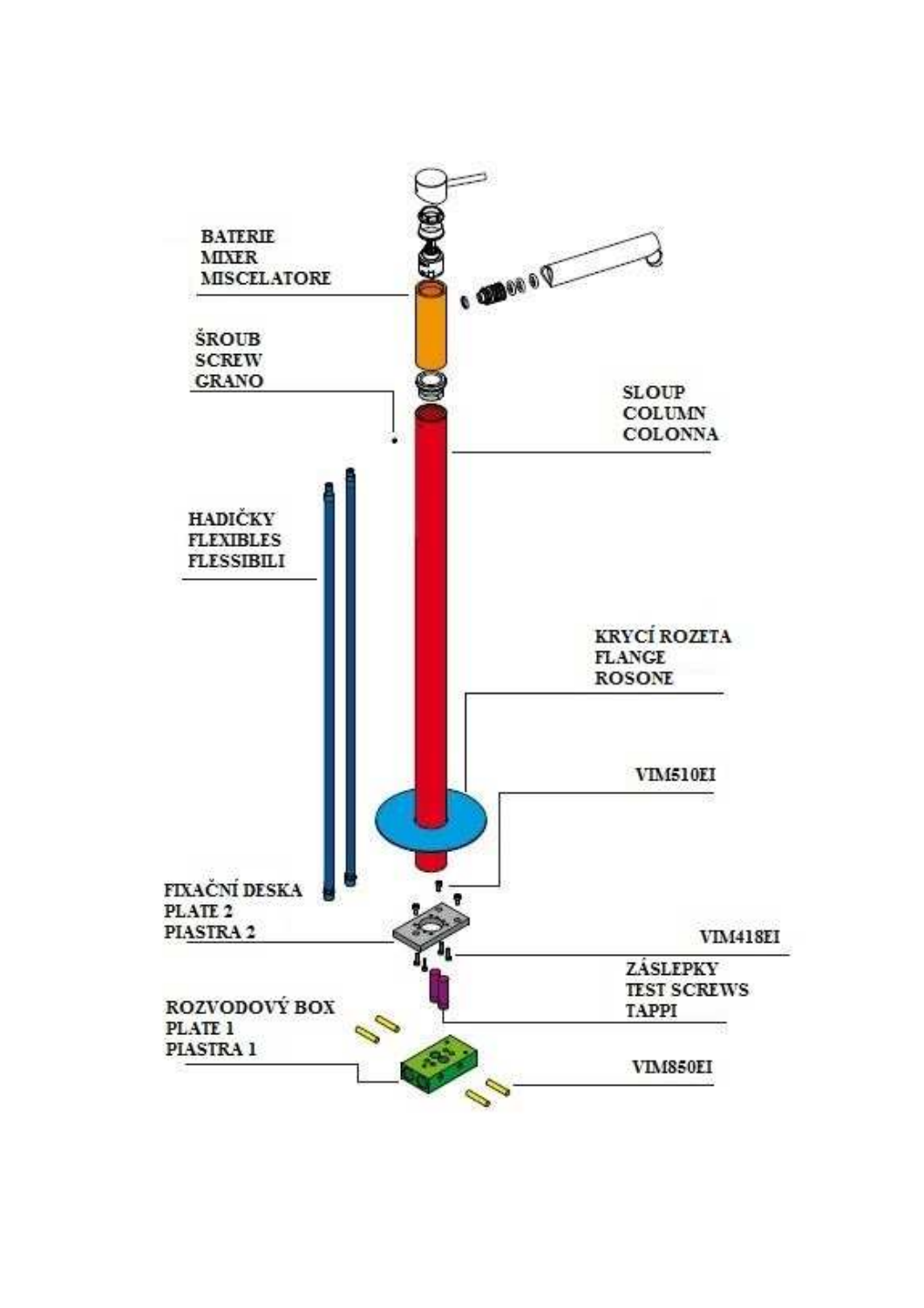BATERIE
MIXER
MISCELATORE

ŠROUB
SCREW
GRANO

SLOUP
COLUMN
COLONNA

HADIČKY
FLEXIBLES
FLESSIBILI

KRYCÍ ROZETA
FLANGE
ROSONE

VIM510EI

FIXAČNÍ DESKA
PLATE 2
PIASTRA 2

VIM418EI

ZÁSLEPKY
TEST SCREWS
TAPPI

ROZVODOVÝ BOX
PLATE 1
PIASTRA 1

VIM850EI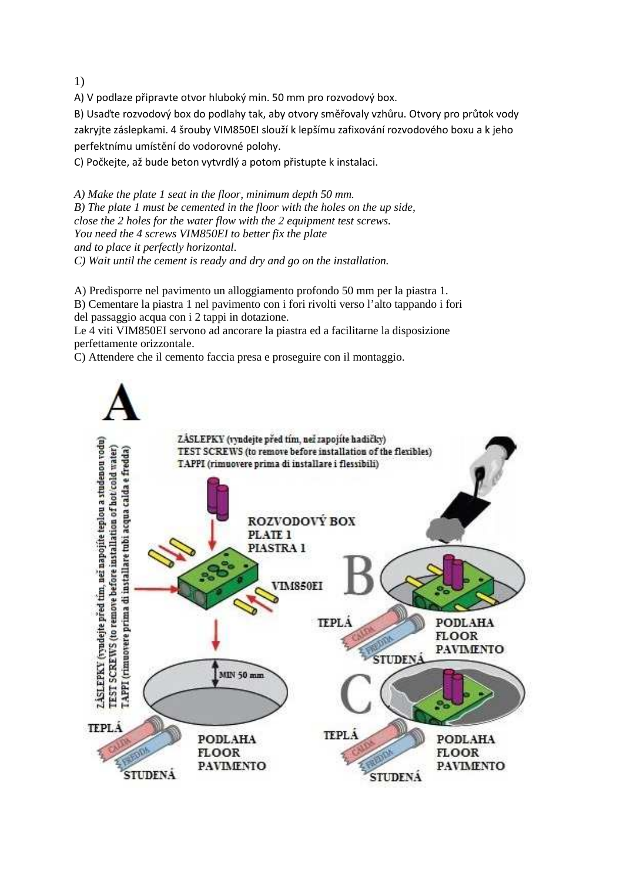1)

A) V podlaze připravte otvor hluboký min. 50 mm pro rozvodový box.

B) Usaďte rozvodový box do podlahy tak, aby otvory směřovaly vzhůru. Otvory pro průtok vody zakryjte záslepkami. 4 šrouby VIM850EI slouží k lepšímu zafixování rozvodového boxu a k jeho perfektnímu umístění do vodorovné polohy.

C) Počkejte, až bude beton vytvrdlý a potom přistupte k instalaci.

*A) Make the plate 1 seat in the floor, minimum depth 50 mm.*
*B) The plate 1 must be cemented in the floor with the holes on the up side, close the 2 holes for the water flow with the 2 equipment test screws. You need the 4 screws VIM850EI to better fix the plate and to place it perfectly horizontal.*
*C) Wait until the cement is ready and dry and go on the installation.*

A) Predisporre nel pavimento un alloggiamento profondo 50 mm per la piastra 1.
B) Cementare la piastra 1 nel pavimento con i fori rivolti verso l'alto tappando i fori del passaggio acqua con i 2 tappi in dotazione.
Le 4 viti VIM850EI servono ad ancorare la piastra ed a facilitarne la disposizione perfettamente orizzontale.
C) Attendere che il cemento faccia presa e proseguire con il montaggio.

A

ZÁSLEPKY (vyndejte před tím, než zapojíte hadičky)
TEST SCREWS (to remove before installation of the flexibles)
TAPPI (rimuovere prima di installare i flessibili)

ZÁSLEPKY (vyndejte před tím, než napojíte teplou a studenou vodu)
TEST SCREWS (to remove before installation of hot/cold water)
TAPPI (rimuovere prima di installare tubi acqua calda e fredda)

ROZVODOVÝ BOX
PLATE 1
PIASTRA 1

VIM850EI

MIN 50 mm

TEPLÁ – CALDA
STUDENÁ – FREDDA

PODLAHA
FLOOR
PAVIMENTO

B

TEPLÁ – CALDA
STUDENÁ – FREDDA

PODLAHA
FLOOR
PAVIMENTO

C

TEPLÁ – CALDA
STUDENÁ – FREDDA

PODLAHA
FLOOR
PAVIMENTO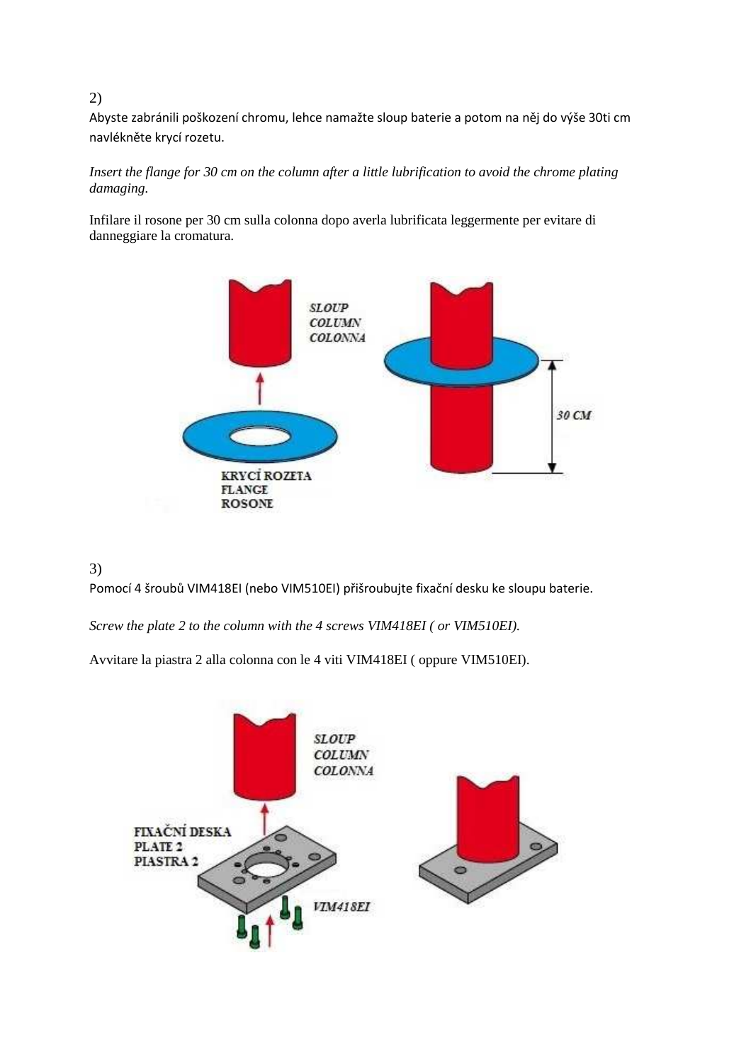2)

Abyste zabránili poškození chromu, lehce namažte sloup baterie a potom na něj do výše 30ti cm navlékněte krycí rozetu.

*Insert the flange for 30 cm on the column after a little lubrification to avoid the chrome plating damaging.*

Infilare il rosone per 30 cm sulla colonna dopo averla lubrificata leggermente per evitare di danneggiare la cromatura.

SLOUP
COLUMN
COLONNA

KRYCÍ ROZETA
FLANGE
ROSONE

30 CM

3)

Pomocí 4 šroubů VIM418EI (nebo VIM510EI) přišroubujte fixační desku ke sloupu baterie.

*Screw the plate 2 to the column with the 4 screws VIM418EI ( or VIM510EI).*

Avvitare la piastra 2 alla colonna con le 4 viti VIM418EI ( oppure VIM510EI).

SLOUP
COLUMN
COLONNA

FIXAČNÍ DESKA
PLATE 2
PIASTRA 2

VIM418EI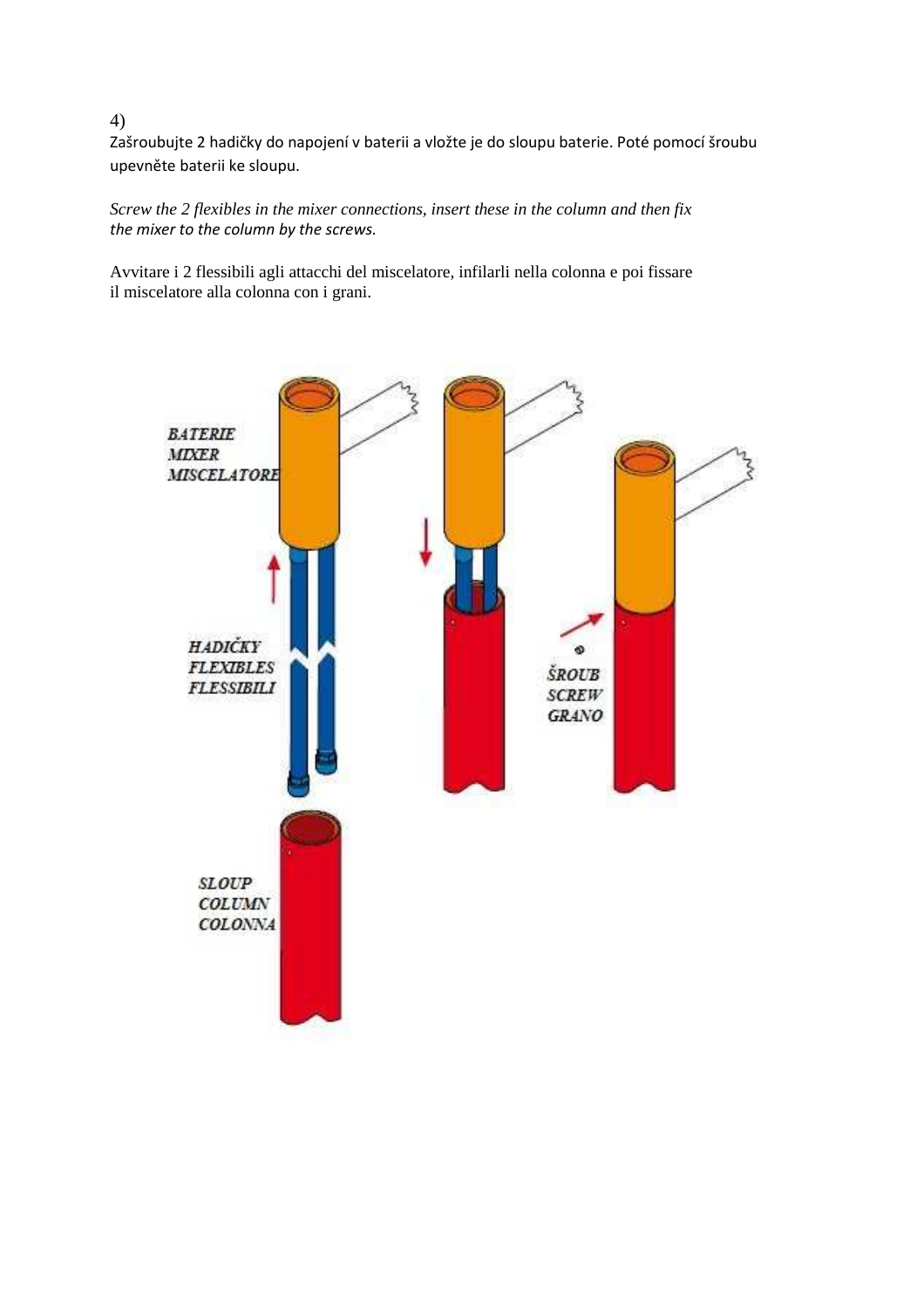4)

Zašroubujte 2 hadičky do napojení v baterii a vložte je do sloupu baterie. Poté pomocí šroubu upevněte baterii ke sloupu.

*Screw the 2 flexibles in the mixer connections, insert these in the column and then fix the mixer to the column by the screws.*

Avvitare i 2 flessibili agli attacchi del miscelatore, infilarli nella colonna e poi fissare il miscelatore alla colonna con i grani.

*BATERIE*
*MIXER*
*MISCELATORE*

*HADIČKY*
*FLEXIBLES*
*FLESSIBILI*

*SLOUP*
*COLUMN*
*COLONNA*

*ŠROUB*
*SCREW*
*GRANO*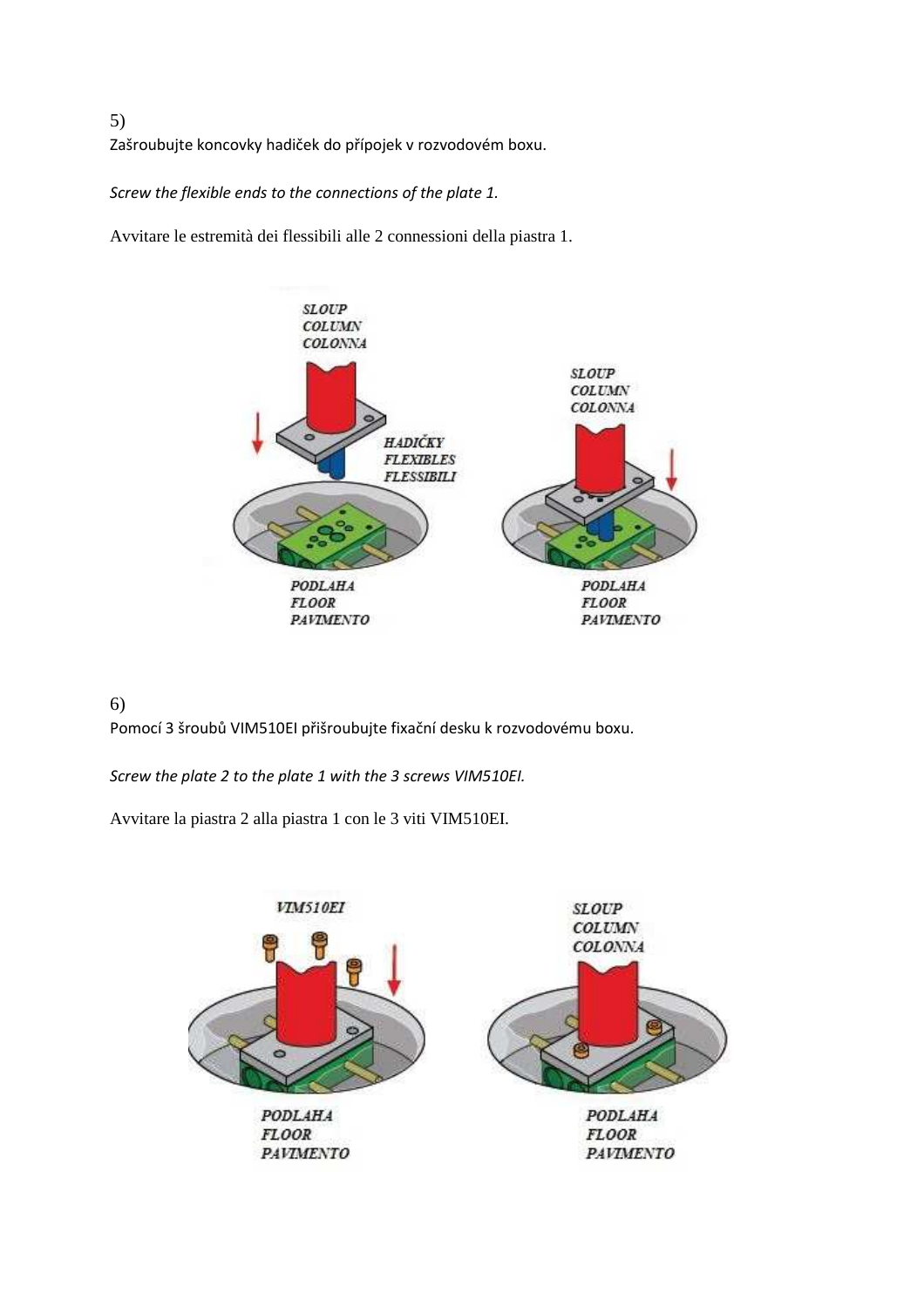5)

Zašroubujte koncovky hadiček do přípojek v rozvodovém boxu.

*Screw the flexible ends to the connections of the plate 1.*

Avvitare le estremità dei flessibili alle 2 connessioni della piastra 1.

6)

Pomocí 3 šroubů VIM510EI přišroubujte fixační desku k rozvodovému boxu.

*Screw the plate 2 to the plate 1 with the 3 screws VIM510EI.*

Avvitare la piastra 2 alla piastra 1 con le 3 viti VIM510EI.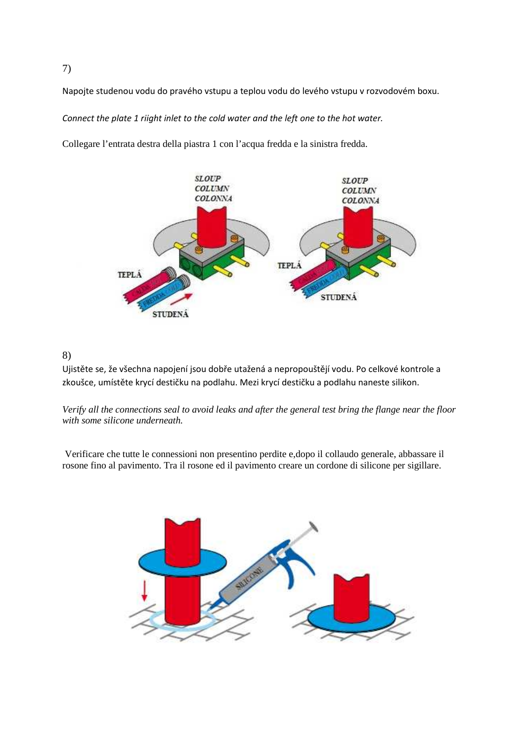7)

Napojte studenou vodu do pravého vstupu a teplou vodu do levého vstupu v rozvodovém boxu.

*Connect the plate 1 riight inlet to the cold water and the left one to the hot water.*

Collegare l'entrata destra della piastra 1 con l'acqua fredda e la sinistra fredda.

SLOUP
COLUMN
COLONNA

TEPLÁ

STUDENÁ

SLOUP
COLUMN
COLONNA

TEPLÁ

STUDENÁ

8)

Ujistěte se, že všechna napojení jsou dobře utažená a nepropouštějí vodu. Po celkové kontrole a zkoušce, umístěte krycí destičku na podlahu. Mezi krycí destičku a podlahu naneste silikon.

*Verify all the connections seal to avoid leaks and after the general test bring the flange near the floor with some silicone underneath.*

Verificare che tutte le connessioni non presentino perdite e,dopo il collaudo generale, abbassare il rosone fino al pavimento. Tra il rosone ed il pavimento creare un cordone di silicone per sigillare.

SILICONE